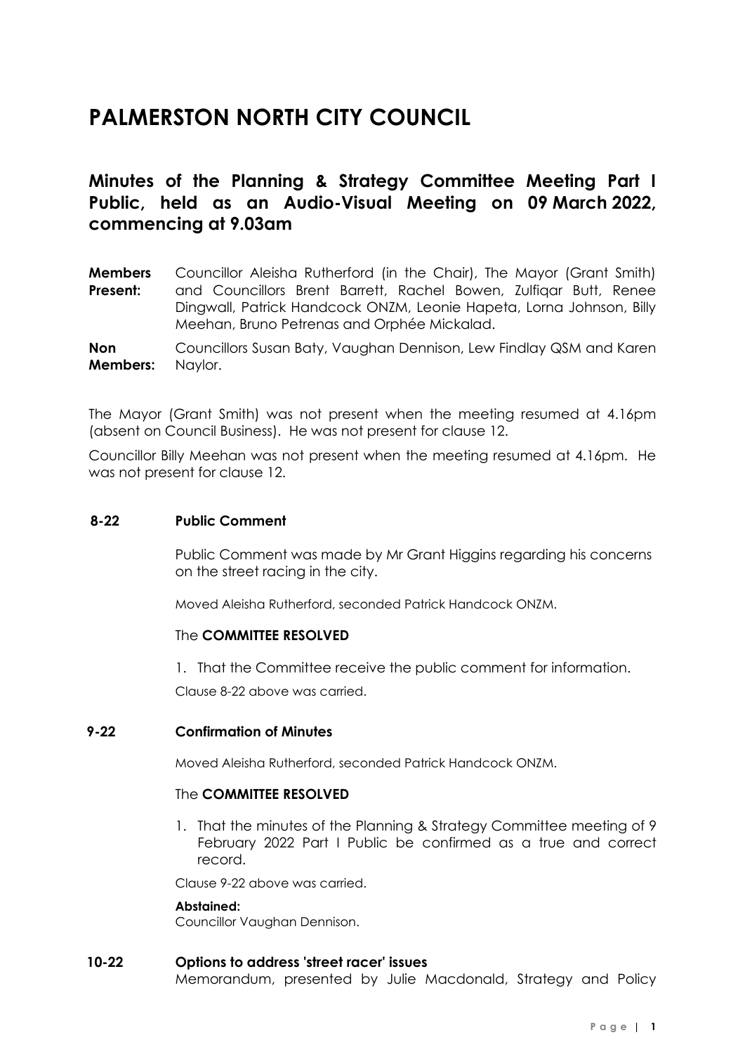# PALMERSTON NORTH CITY COUNCIL

## Minutes of the Planning & Strategy Committee Meeting Part I Public, held as an Audio-Visual Meeting on 09 March 2022, commencing at 9.03am

**Members Present:** Councillor Aleisha Rutherford (in the Chair), The Mayor (Grant Smith) and Councillors Brent Barrett, Rachel Bowen, Zulfiqar Butt, Renee Dingwall, Patrick Handcock ONZM, Leonie Hapeta, Lorna Johnson, Billy Meehan, Bruno Petrenas and Orphée Mickalad.

**Non Members:** Councillors Susan Baty, Vaughan Dennison, Lew Findlay QSM and Karen Naylor.

The Mayor (Grant Smith) was not present when the meeting resumed at 4.16pm (absent on Council Business). He was not present for clause 12.

Councillor Billy Meehan was not present when the meeting resumed at 4.16pm. He was not present for clause 12.

### 8-22 Public Comment

Public Comment was made by Mr Grant Higgins regarding his concerns on the street racing in the city.

Moved Aleisha Rutherford, seconded Patrick Handcock ONZM.

The **COMMITTEE RESOLVED**

1. That the Committee receive the public comment for information.

Clause 8-22 above was carried.

### 9-22 Confirmation of Minutes

Moved Aleisha Rutherford, seconded Patrick Handcock ONZM.

The **COMMITTEE RESOLVED**

1. That the minutes of the Planning & Strategy Committee meeting of 9 February 2022 Part I Public be confirmed as a true and correct record.

Clause 9-22 above was carried.

**Abstained:**
Councillor Vaughan Dennison.

### 10-22 Options to address 'street racer' issues

Memorandum, presented by Julie Macdonald, Strategy and Policy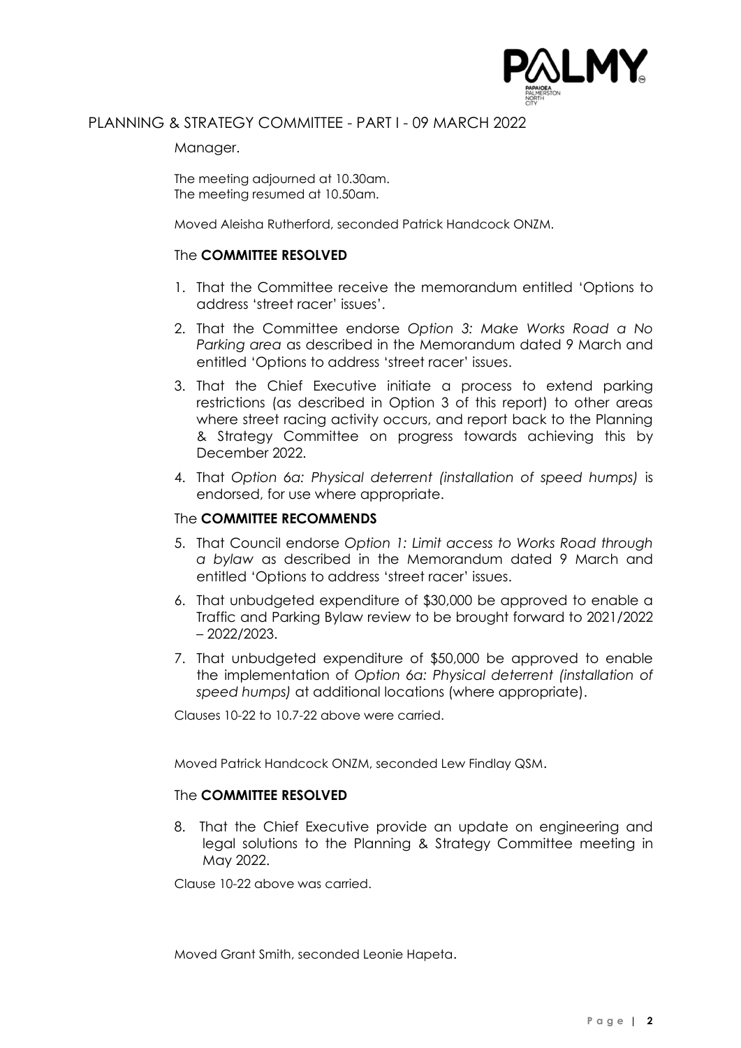Manager.

The meeting adjourned at 10.30am.
The meeting resumed at 10.50am.

Moved Aleisha Rutherford, seconded Patrick Handcock ONZM.

The **COMMITTEE RESOLVED**

1. That the Committee receive the memorandum entitled 'Options to address 'street racer' issues'.
2. That the Committee endorse *Option 3: Make Works Road a No Parking area* as described in the Memorandum dated 9 March and entitled 'Options to address 'street racer' issues.
3. That the Chief Executive initiate a process to extend parking restrictions (as described in Option 3 of this report) to other areas where street racing activity occurs, and report back to the Planning & Strategy Committee on progress towards achieving this by December 2022.
4. That *Option 6a: Physical deterrent (installation of speed humps)* is endorsed, for use where appropriate.

The **COMMITTEE RECOMMENDS**

5. That Council endorse *Option 1: Limit access to Works Road through a bylaw* as described in the Memorandum dated 9 March and entitled 'Options to address 'street racer' issues.
6. That unbudgeted expenditure of $30,000 be approved to enable a Traffic and Parking Bylaw review to be brought forward to 2021/2022 – 2022/2023.
7. That unbudgeted expenditure of $50,000 be approved to enable the implementation of *Option 6a: Physical deterrent (installation of speed humps)* at additional locations (where appropriate).

Clauses 10-22 to 10.7-22 above were carried.

Moved Patrick Handcock ONZM, seconded Lew Findlay QSM.

The **COMMITTEE RESOLVED**

8. That the Chief Executive provide an update on engineering and legal solutions to the Planning & Strategy Committee meeting in May 2022.

Clause 10-22 above was carried.

Moved Grant Smith, seconded Leonie Hapeta.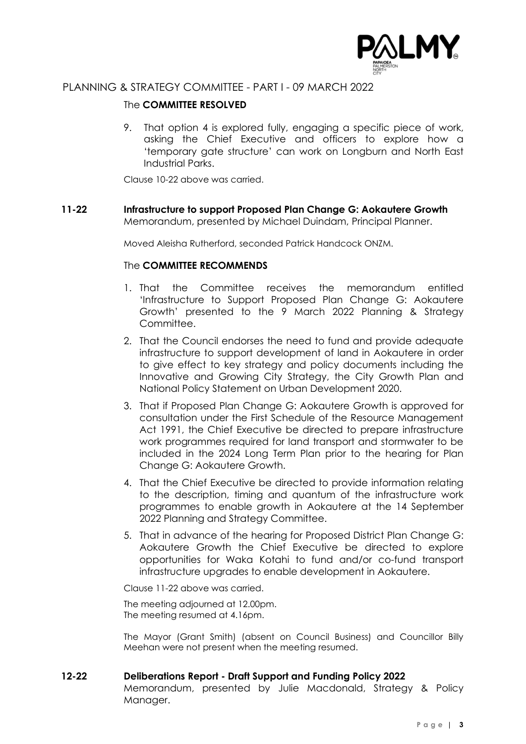The **COMMITTEE RESOLVED**

9. That option 4 is explored fully, engaging a specific piece of work, asking the Chief Executive and officers to explore how a 'temporary gate structure' can work on Longburn and North East Industrial Parks.

Clause 10-22 above was carried.

**11-22 Infrastructure to support Proposed Plan Change G: Aokautere Growth**
Memorandum, presented by Michael Duindam, Principal Planner.

Moved Aleisha Rutherford, seconded Patrick Handcock ONZM.

The **COMMITTEE RECOMMENDS**

1. That the Committee receives the memorandum entitled 'Infrastructure to Support Proposed Plan Change G: Aokautere Growth' presented to the 9 March 2022 Planning & Strategy Committee.
2. That the Council endorses the need to fund and provide adequate infrastructure to support development of land in Aokautere in order to give effect to key strategy and policy documents including the Innovative and Growing City Strategy, the City Growth Plan and National Policy Statement on Urban Development 2020.
3. That if Proposed Plan Change G: Aokautere Growth is approved for consultation under the First Schedule of the Resource Management Act 1991, the Chief Executive be directed to prepare infrastructure work programmes required for land transport and stormwater to be included in the 2024 Long Term Plan prior to the hearing for Plan Change G: Aokautere Growth.
4. That the Chief Executive be directed to provide information relating to the description, timing and quantum of the infrastructure work programmes to enable growth in Aokautere at the 14 September 2022 Planning and Strategy Committee.
5. That in advance of the hearing for Proposed District Plan Change G: Aokautere Growth the Chief Executive be directed to explore opportunities for Waka Kotahi to fund and/or co-fund transport infrastructure upgrades to enable development in Aokautere.

Clause 11-22 above was carried.

The meeting adjourned at 12.00pm.
The meeting resumed at 4.16pm.

The Mayor (Grant Smith) (absent on Council Business) and Councillor Billy Meehan were not present when the meeting resumed.

**12-22 Deliberations Report - Draft Support and Funding Policy 2022**
Memorandum, presented by Julie Macdonald, Strategy & Policy Manager.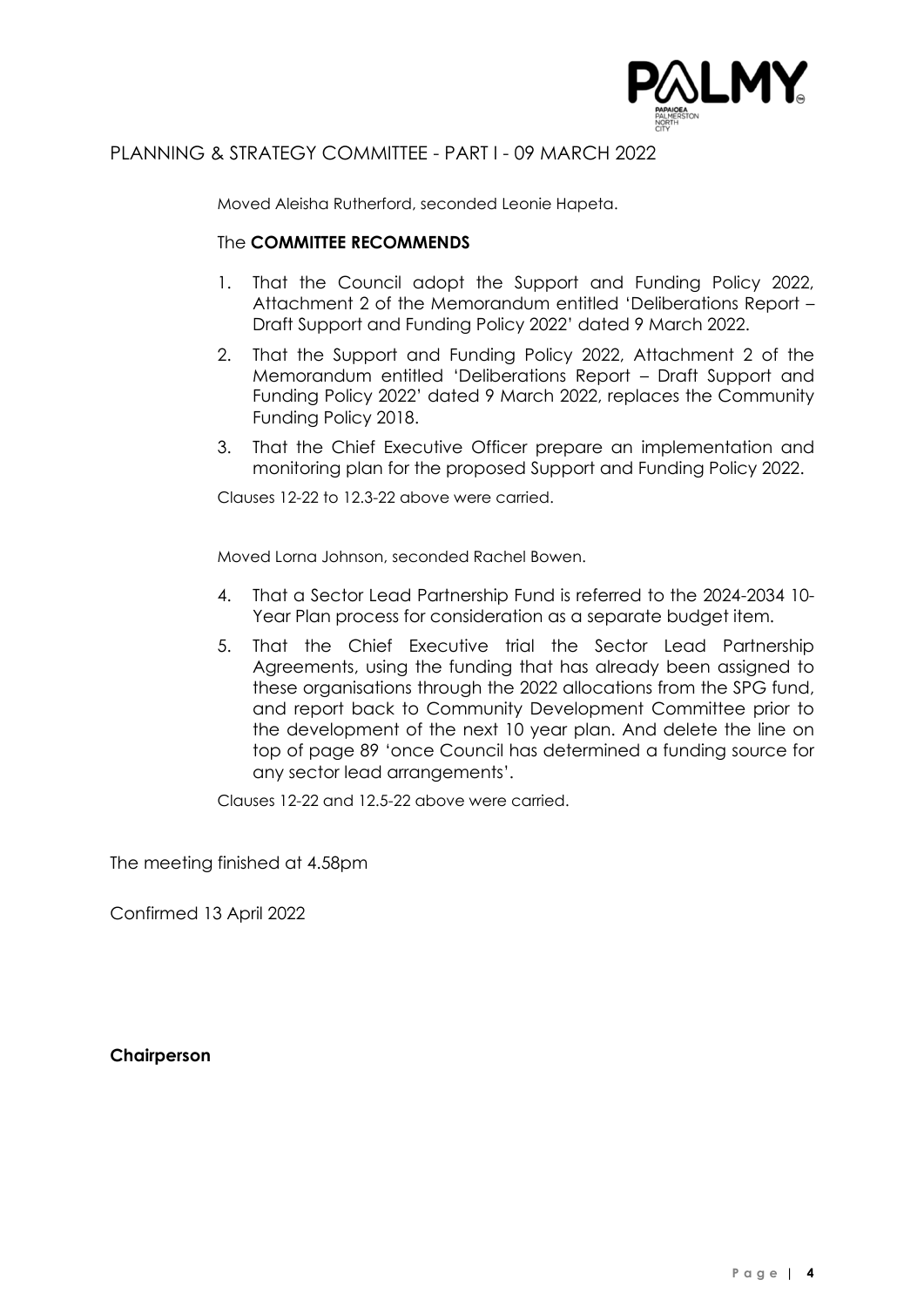Moved Aleisha Rutherford, seconded Leonie Hapeta.

The **COMMITTEE RECOMMENDS**

1. That the Council adopt the Support and Funding Policy 2022, Attachment 2 of the Memorandum entitled 'Deliberations Report – Draft Support and Funding Policy 2022' dated 9 March 2022.
2. That the Support and Funding Policy 2022, Attachment 2 of the Memorandum entitled 'Deliberations Report – Draft Support and Funding Policy 2022' dated 9 March 2022, replaces the Community Funding Policy 2018.
3. That the Chief Executive Officer prepare an implementation and monitoring plan for the proposed Support and Funding Policy 2022.

Clauses 12-22 to 12.3-22 above were carried.

Moved Lorna Johnson, seconded Rachel Bowen.

4. That a Sector Lead Partnership Fund is referred to the 2024-2034 10-Year Plan process for consideration as a separate budget item.
5. That the Chief Executive trial the Sector Lead Partnership Agreements, using the funding that has already been assigned to these organisations through the 2022 allocations from the SPG fund, and report back to Community Development Committee prior to the development of the next 10 year plan. And delete the line on top of page 89 'once Council has determined a funding source for any sector lead arrangements'.

Clauses 12-22 and 12.5-22 above were carried.

The meeting finished at 4.58pm

Confirmed 13 April 2022

**Chairperson**